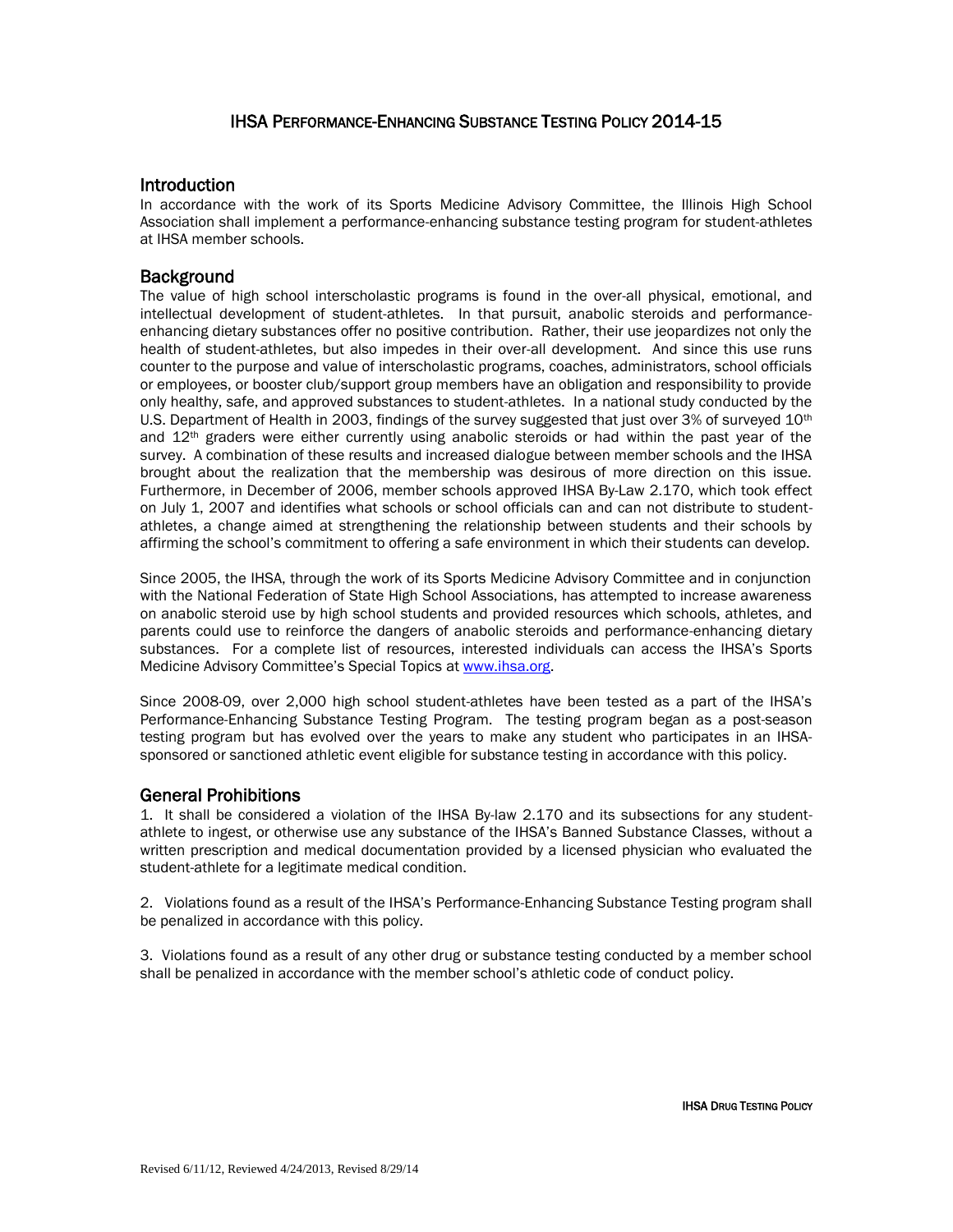# IHSA Performance-Enhancing Substance Testing Policy 2014-15

## Introduction

In accordance with the work of its Sports Medicine Advisory Committee, the Illinois High School Association shall implement a performance-enhancing substance testing program for student-athletes at IHSA member schools.

## Background

The value of high school interscholastic programs is found in the over-all physical, emotional, and intellectual development of student-athletes. In that pursuit, anabolic steroids and performance-enhancing dietary substances offer no positive contribution. Rather, their use jeopardizes not only the health of student-athletes, but also impedes in their over-all development. And since this use runs counter to the purpose and value of interscholastic programs, coaches, administrators, school officials or employees, or booster club/support group members have an obligation and responsibility to provide only healthy, safe, and approved substances to student-athletes. In a national study conducted by the U.S. Department of Health in 2003, findings of the survey suggested that just over 3% of surveyed 10th and 12th graders were either currently using anabolic steroids or had within the past year of the survey. A combination of these results and increased dialogue between member schools and the IHSA brought about the realization that the membership was desirous of more direction on this issue. Furthermore, in December of 2006, member schools approved IHSA By-Law 2.170, which took effect on July 1, 2007 and identifies what schools or school officials can and can not distribute to student-athletes, a change aimed at strengthening the relationship between students and their schools by affirming the school's commitment to offering a safe environment in which their students can develop.

Since 2005, the IHSA, through the work of its Sports Medicine Advisory Committee and in conjunction with the National Federation of State High School Associations, has attempted to increase awareness on anabolic steroid use by high school students and provided resources which schools, athletes, and parents could use to reinforce the dangers of anabolic steroids and performance-enhancing dietary substances. For a complete list of resources, interested individuals can access the IHSA's Sports Medicine Advisory Committee's Special Topics at www.ihsa.org.

Since 2008-09, over 2,000 high school student-athletes have been tested as a part of the IHSA's Performance-Enhancing Substance Testing Program. The testing program began as a post-season testing program but has evolved over the years to make any student who participates in an IHSA-sponsored or sanctioned athletic event eligible for substance testing in accordance with this policy.

## General Prohibitions

1. It shall be considered a violation of the IHSA By-law 2.170 and its subsections for any student-athlete to ingest, or otherwise use any substance of the IHSA's Banned Substance Classes, without a written prescription and medical documentation provided by a licensed physician who evaluated the student-athlete for a legitimate medical condition.

2. Violations found as a result of the IHSA's Performance-Enhancing Substance Testing program shall be penalized in accordance with this policy.

3. Violations found as a result of any other drug or substance testing conducted by a member school shall be penalized in accordance with the member school's athletic code of conduct policy.

Revised 6/11/12, Reviewed 4/24/2013, Revised 8/29/14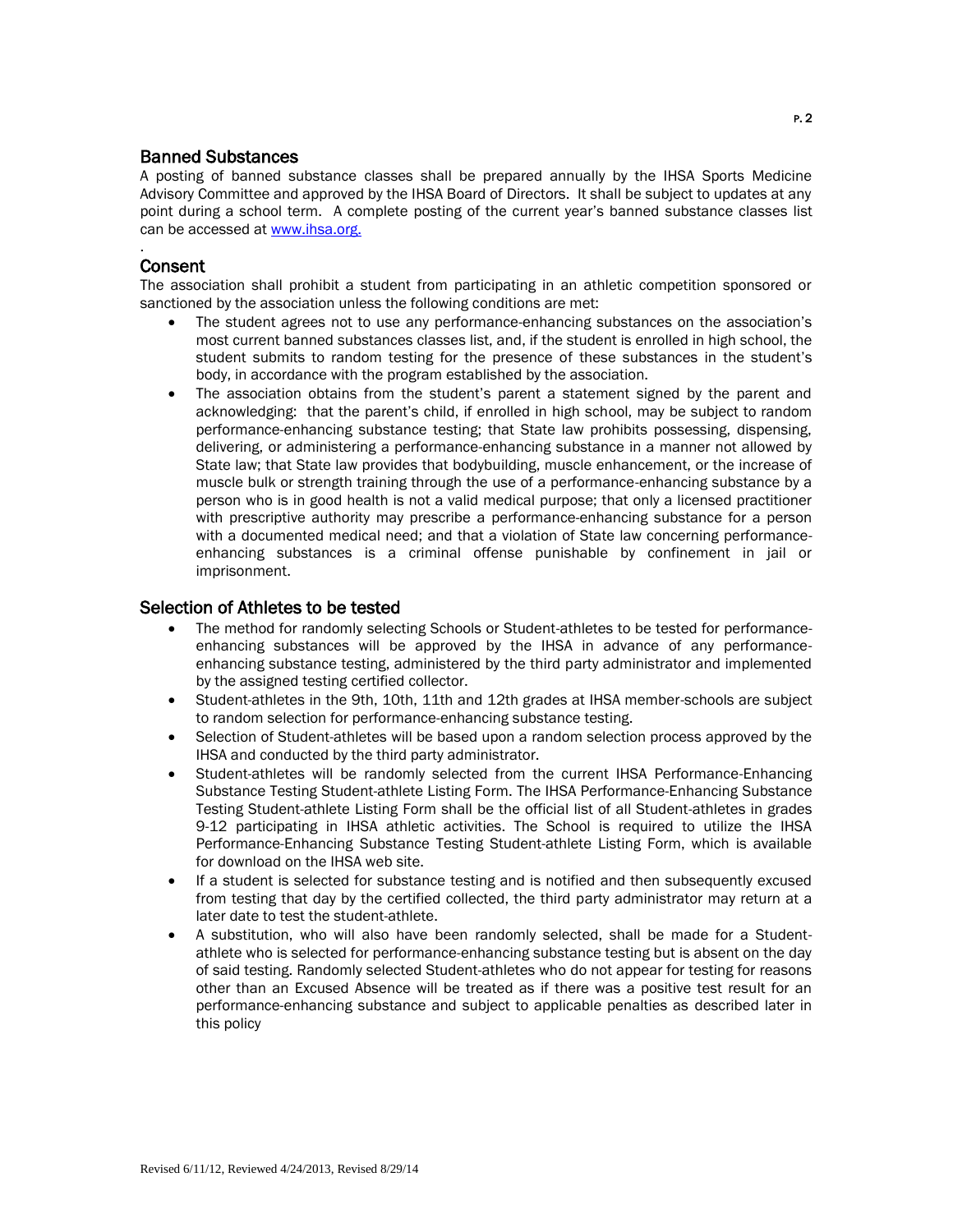## Banned Substances

A posting of banned substance classes shall be prepared annually by the IHSA Sports Medicine Advisory Committee and approved by the IHSA Board of Directors. It shall be subject to updates at any point during a school term. A complete posting of the current year's banned substance classes list can be accessed at [www.ihsa.org.](http://www.ihsa.org)

.

## Consent

The association shall prohibit a student from participating in an athletic competition sponsored or sanctioned by the association unless the following conditions are met:

- The student agrees not to use any performance-enhancing substances on the association's most current banned substances classes list, and, if the student is enrolled in high school, the student submits to random testing for the presence of these substances in the student's body, in accordance with the program established by the association.
- The association obtains from the student's parent a statement signed by the parent and acknowledging: that the parent's child, if enrolled in high school, may be subject to random performance-enhancing substance testing; that State law prohibits possessing, dispensing, delivering, or administering a performance-enhancing substance in a manner not allowed by State law; that State law provides that bodybuilding, muscle enhancement, or the increase of muscle bulk or strength training through the use of a performance-enhancing substance by a person who is in good health is not a valid medical purpose; that only a licensed practitioner with prescriptive authority may prescribe a performance-enhancing substance for a person with a documented medical need; and that a violation of State law concerning performance-enhancing substances is a criminal offense punishable by confinement in jail or imprisonment.

## Selection of Athletes to be tested

- The method for randomly selecting Schools or Student-athletes to be tested for performance-enhancing substances will be approved by the IHSA in advance of any performance-enhancing substance testing, administered by the third party administrator and implemented by the assigned testing certified collector.
- Student-athletes in the 9th, 10th, 11th and 12th grades at IHSA member-schools are subject to random selection for performance-enhancing substance testing.
- Selection of Student-athletes will be based upon a random selection process approved by the IHSA and conducted by the third party administrator.
- Student-athletes will be randomly selected from the current IHSA Performance-Enhancing Substance Testing Student-athlete Listing Form. The IHSA Performance-Enhancing Substance Testing Student-athlete Listing Form shall be the official list of all Student-athletes in grades 9-12 participating in IHSA athletic activities. The School is required to utilize the IHSA Performance-Enhancing Substance Testing Student-athlete Listing Form, which is available for download on the IHSA web site.
- If a student is selected for substance testing and is notified and then subsequently excused from testing that day by the certified collected, the third party administrator may return at a later date to test the student-athlete.
- A substitution, who will also have been randomly selected, shall be made for a Student-athlete who is selected for performance-enhancing substance testing but is absent on the day of said testing. Randomly selected Student-athletes who do not appear for testing for reasons other than an Excused Absence will be treated as if there was a positive test result for an performance-enhancing substance and subject to applicable penalties as described later in this policy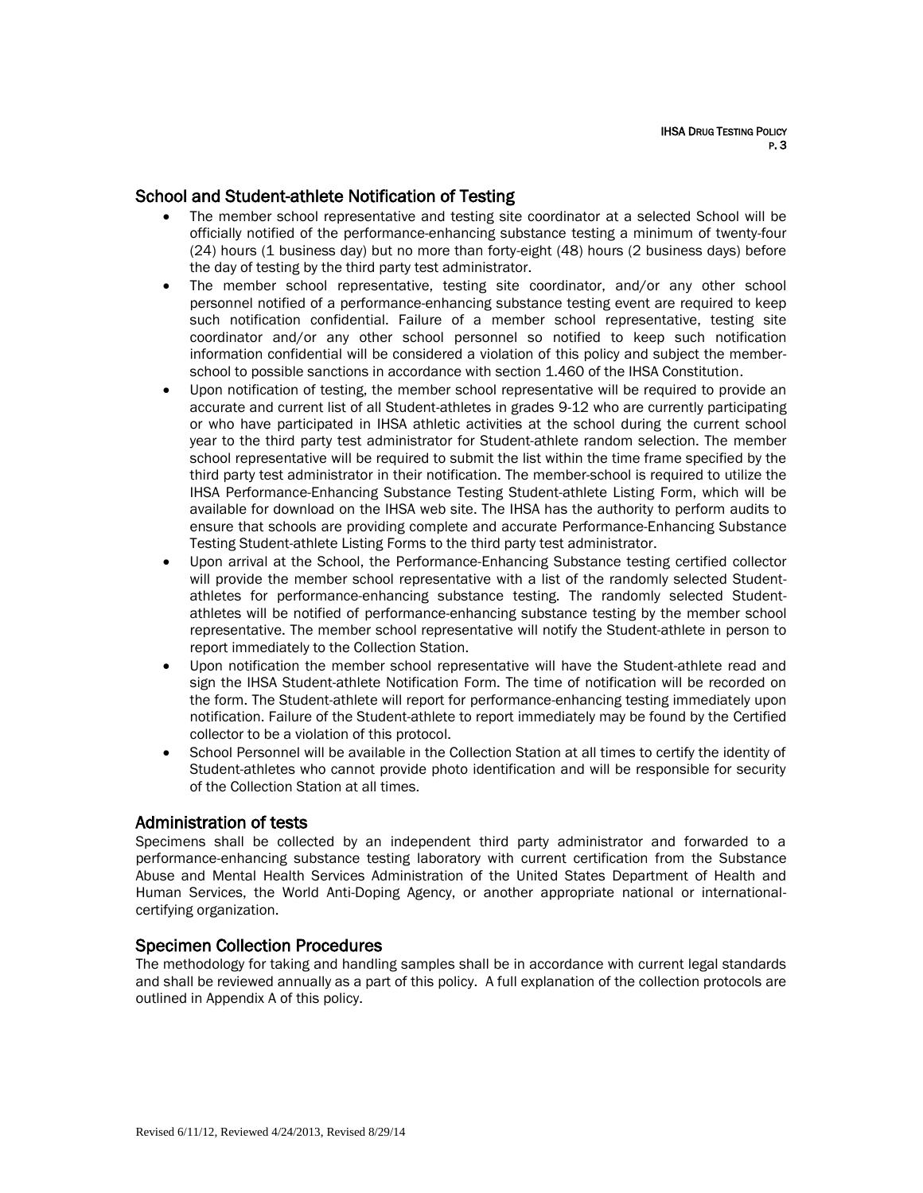## School and Student-athlete Notification of Testing

- The member school representative and testing site coordinator at a selected School will be officially notified of the performance-enhancing substance testing a minimum of twenty-four (24) hours (1 business day) but no more than forty-eight (48) hours (2 business days) before the day of testing by the third party test administrator.
- The member school representative, testing site coordinator, and/or any other school personnel notified of a performance-enhancing substance testing event are required to keep such notification confidential. Failure of a member school representative, testing site coordinator and/or any other school personnel so notified to keep such notification information confidential will be considered a violation of this policy and subject the member-school to possible sanctions in accordance with section 1.460 of the IHSA Constitution.
- Upon notification of testing, the member school representative will be required to provide an accurate and current list of all Student-athletes in grades 9-12 who are currently participating or who have participated in IHSA athletic activities at the school during the current school year to the third party test administrator for Student-athlete random selection. The member school representative will be required to submit the list within the time frame specified by the third party test administrator in their notification. The member-school is required to utilize the IHSA Performance-Enhancing Substance Testing Student-athlete Listing Form, which will be available for download on the IHSA web site. The IHSA has the authority to perform audits to ensure that schools are providing complete and accurate Performance-Enhancing Substance Testing Student-athlete Listing Forms to the third party test administrator.
- Upon arrival at the School, the Performance-Enhancing Substance testing certified collector will provide the member school representative with a list of the randomly selected Student-athletes for performance-enhancing substance testing. The randomly selected Student-athletes will be notified of performance-enhancing substance testing by the member school representative. The member school representative will notify the Student-athlete in person to report immediately to the Collection Station.
- Upon notification the member school representative will have the Student-athlete read and sign the IHSA Student-athlete Notification Form. The time of notification will be recorded on the form. The Student-athlete will report for performance-enhancing testing immediately upon notification. Failure of the Student-athlete to report immediately may be found by the Certified collector to be a violation of this protocol.
- School Personnel will be available in the Collection Station at all times to certify the identity of Student-athletes who cannot provide photo identification and will be responsible for security of the Collection Station at all times.

## Administration of tests

Specimens shall be collected by an independent third party administrator and forwarded to a performance-enhancing substance testing laboratory with current certification from the Substance Abuse and Mental Health Services Administration of the United States Department of Health and Human Services, the World Anti-Doping Agency, or another appropriate national or international-certifying organization.

## Specimen Collection Procedures

The methodology for taking and handling samples shall be in accordance with current legal standards and shall be reviewed annually as a part of this policy. A full explanation of the collection protocols are outlined in Appendix A of this policy.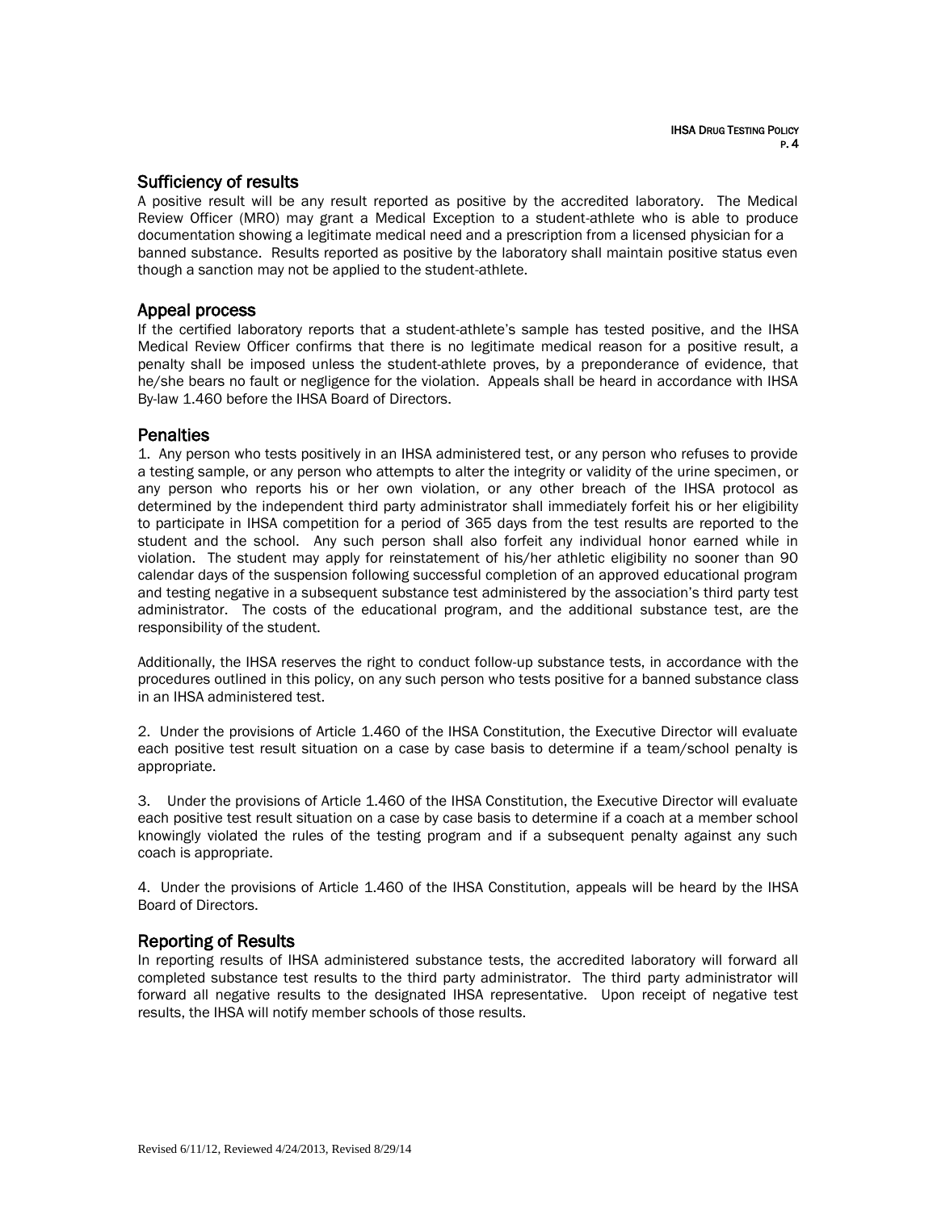## Sufficiency of results

A positive result will be any result reported as positive by the accredited laboratory. The Medical Review Officer (MRO) may grant a Medical Exception to a student-athlete who is able to produce documentation showing a legitimate medical need and a prescription from a licensed physician for a banned substance. Results reported as positive by the laboratory shall maintain positive status even though a sanction may not be applied to the student-athlete.

## Appeal process

If the certified laboratory reports that a student-athlete's sample has tested positive, and the IHSA Medical Review Officer confirms that there is no legitimate medical reason for a positive result, a penalty shall be imposed unless the student-athlete proves, by a preponderance of evidence, that he/she bears no fault or negligence for the violation. Appeals shall be heard in accordance with IHSA By-law 1.460 before the IHSA Board of Directors.

## Penalties

1. Any person who tests positively in an IHSA administered test, or any person who refuses to provide a testing sample, or any person who attempts to alter the integrity or validity of the urine specimen, or any person who reports his or her own violation, or any other breach of the IHSA protocol as determined by the independent third party administrator shall immediately forfeit his or her eligibility to participate in IHSA competition for a period of 365 days from the test results are reported to the student and the school. Any such person shall also forfeit any individual honor earned while in violation. The student may apply for reinstatement of his/her athletic eligibility no sooner than 90 calendar days of the suspension following successful completion of an approved educational program and testing negative in a subsequent substance test administered by the association's third party test administrator. The costs of the educational program, and the additional substance test, are the responsibility of the student.

Additionally, the IHSA reserves the right to conduct follow-up substance tests, in accordance with the procedures outlined in this policy, on any such person who tests positive for a banned substance class in an IHSA administered test.

2. Under the provisions of Article 1.460 of the IHSA Constitution, the Executive Director will evaluate each positive test result situation on a case by case basis to determine if a team/school penalty is appropriate.

3. Under the provisions of Article 1.460 of the IHSA Constitution, the Executive Director will evaluate each positive test result situation on a case by case basis to determine if a coach at a member school knowingly violated the rules of the testing program and if a subsequent penalty against any such coach is appropriate.

4. Under the provisions of Article 1.460 of the IHSA Constitution, appeals will be heard by the IHSA Board of Directors.

## Reporting of Results

In reporting results of IHSA administered substance tests, the accredited laboratory will forward all completed substance test results to the third party administrator. The third party administrator will forward all negative results to the designated IHSA representative. Upon receipt of negative test results, the IHSA will notify member schools of those results.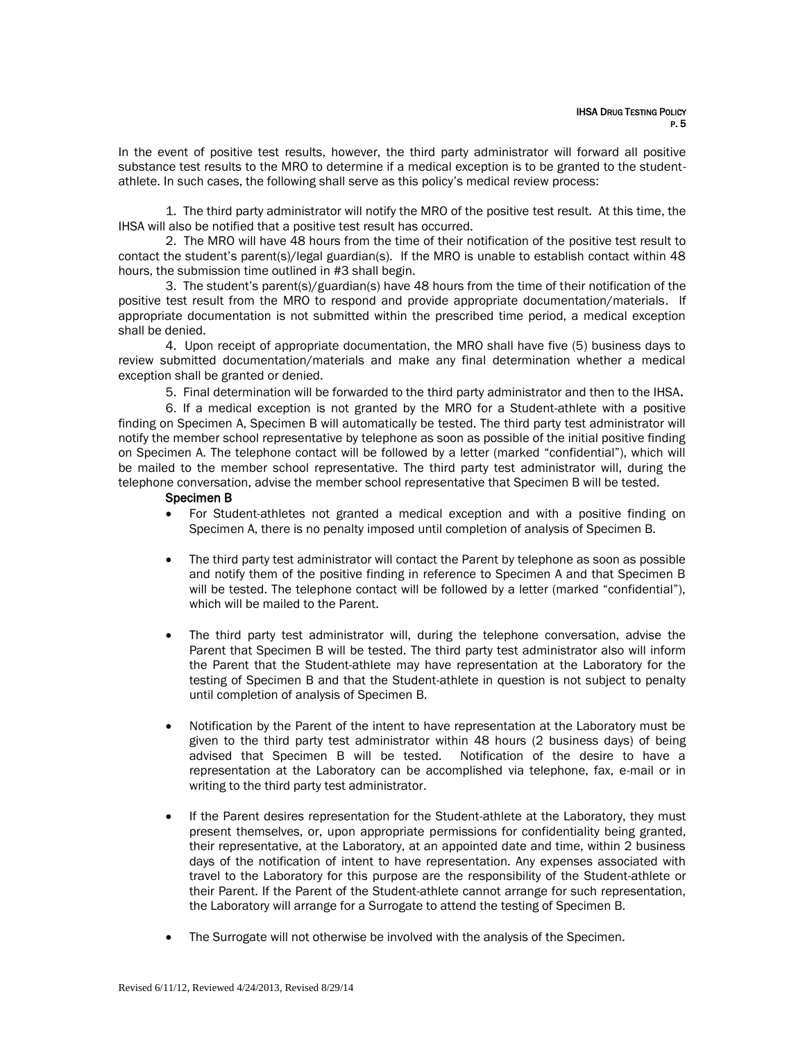In the event of positive test results, however, the third party administrator will forward all positive substance test results to the MRO to determine if a medical exception is to be granted to the student-athlete. In such cases, the following shall serve as this policy's medical review process:

1. The third party administrator will notify the MRO of the positive test result. At this time, the IHSA will also be notified that a positive test result has occurred.

2. The MRO will have 48 hours from the time of their notification of the positive test result to contact the student's parent(s)/legal guardian(s). If the MRO is unable to establish contact within 48 hours, the submission time outlined in #3 shall begin.

3. The student's parent(s)/guardian(s) have 48 hours from the time of their notification of the positive test result from the MRO to respond and provide appropriate documentation/materials. If appropriate documentation is not submitted within the prescribed time period, a medical exception shall be denied.

4. Upon receipt of appropriate documentation, the MRO shall have five (5) business days to review submitted documentation/materials and make any final determination whether a medical exception shall be granted or denied.

5. Final determination will be forwarded to the third party administrator and then to the IHSA.

6. If a medical exception is not granted by the MRO for a Student-athlete with a positive finding on Specimen A, Specimen B will automatically be tested. The third party test administrator will notify the member school representative by telephone as soon as possible of the initial positive finding on Specimen A. The telephone contact will be followed by a letter (marked "confidential"), which will be mailed to the member school representative. The third party test administrator will, during the telephone conversation, advise the member school representative that Specimen B will be tested.

**Specimen B**

- For Student-athletes not granted a medical exception and with a positive finding on Specimen A, there is no penalty imposed until completion of analysis of Specimen B.

- The third party test administrator will contact the Parent by telephone as soon as possible and notify them of the positive finding in reference to Specimen A and that Specimen B will be tested. The telephone contact will be followed by a letter (marked "confidential"), which will be mailed to the Parent.

- The third party test administrator will, during the telephone conversation, advise the Parent that Specimen B will be tested. The third party test administrator also will inform the Parent that the Student-athlete may have representation at the Laboratory for the testing of Specimen B and that the Student-athlete in question is not subject to penalty until completion of analysis of Specimen B.

- Notification by the Parent of the intent to have representation at the Laboratory must be given to the third party test administrator within 48 hours (2 business days) of being advised that Specimen B will be tested. Notification of the desire to have a representation at the Laboratory can be accomplished via telephone, fax, e-mail or in writing to the third party test administrator.

- If the Parent desires representation for the Student-athlete at the Laboratory, they must present themselves, or, upon appropriate permissions for confidentiality being granted, their representative, at the Laboratory, at an appointed date and time, within 2 business days of the notification of intent to have representation. Any expenses associated with travel to the Laboratory for this purpose are the responsibility of the Student-athlete or their Parent. If the Parent of the Student-athlete cannot arrange for such representation, the Laboratory will arrange for a Surrogate to attend the testing of Specimen B.

- The Surrogate will not otherwise be involved with the analysis of the Specimen.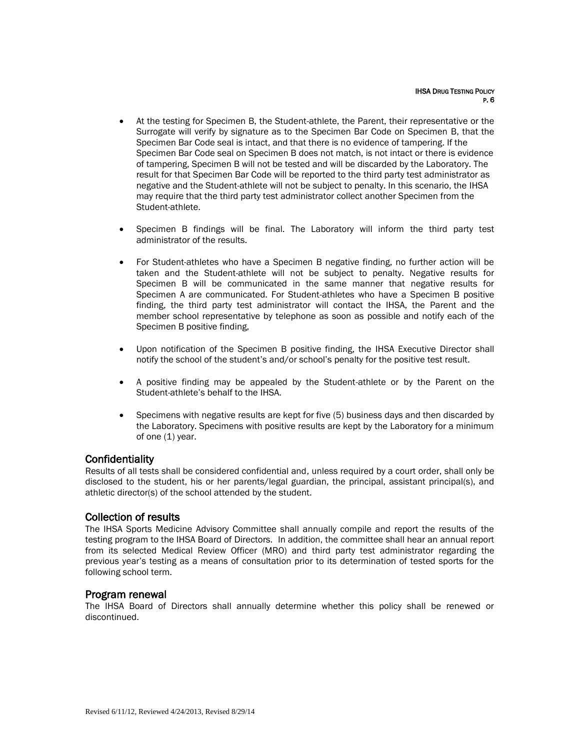- At the testing for Specimen B, the Student-athlete, the Parent, their representative or the Surrogate will verify by signature as to the Specimen Bar Code on Specimen B, that the Specimen Bar Code seal is intact, and that there is no evidence of tampering. If the Specimen Bar Code seal on Specimen B does not match, is not intact or there is evidence of tampering, Specimen B will not be tested and will be discarded by the Laboratory. The result for that Specimen Bar Code will be reported to the third party test administrator as negative and the Student-athlete will not be subject to penalty. In this scenario, the IHSA may require that the third party test administrator collect another Specimen from the Student-athlete.

- Specimen B findings will be final. The Laboratory will inform the third party test administrator of the results.

- For Student-athletes who have a Specimen B negative finding, no further action will be taken and the Student-athlete will not be subject to penalty. Negative results for Specimen B will be communicated in the same manner that negative results for Specimen A are communicated. For Student-athletes who have a Specimen B positive finding, the third party test administrator will contact the IHSA, the Parent and the member school representative by telephone as soon as possible and notify each of the Specimen B positive finding,

- Upon notification of the Specimen B positive finding, the IHSA Executive Director shall notify the school of the student's and/or school's penalty for the positive test result.

- A positive finding may be appealed by the Student-athlete or by the Parent on the Student-athlete's behalf to the IHSA.

- Specimens with negative results are kept for five (5) business days and then discarded by the Laboratory. Specimens with positive results are kept by the Laboratory for a minimum of one (1) year.

## Confidentiality

Results of all tests shall be considered confidential and, unless required by a court order, shall only be disclosed to the student, his or her parents/legal guardian, the principal, assistant principal(s), and athletic director(s) of the school attended by the student.

## Collection of results

The IHSA Sports Medicine Advisory Committee shall annually compile and report the results of the testing program to the IHSA Board of Directors. In addition, the committee shall hear an annual report from its selected Medical Review Officer (MRO) and third party test administrator regarding the previous year's testing as a means of consultation prior to its determination of tested sports for the following school term.

## Program renewal

The IHSA Board of Directors shall annually determine whether this policy shall be renewed or discontinued.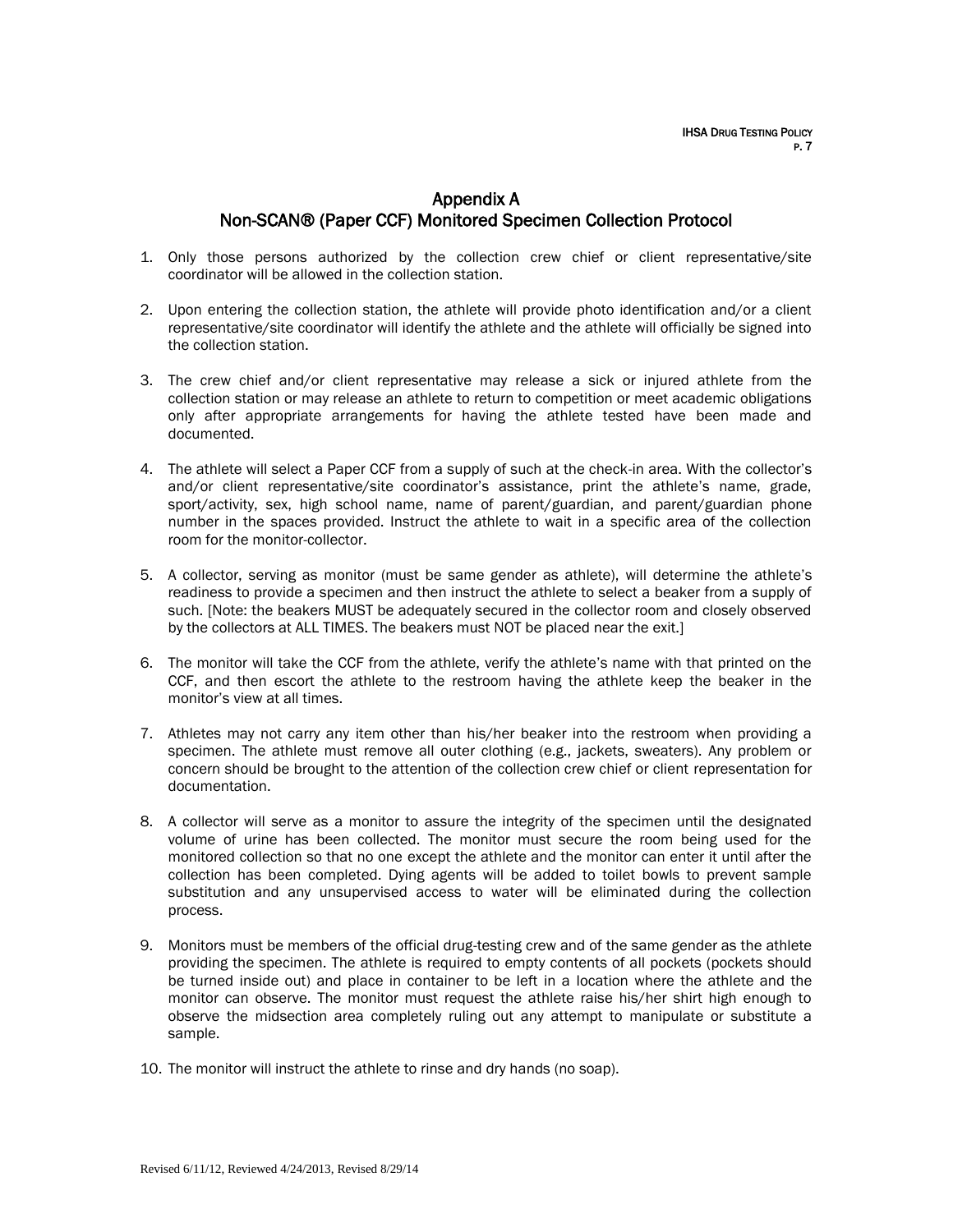# Appendix A
## Non-SCAN® (Paper CCF) Monitored Specimen Collection Protocol

1. Only those persons authorized by the collection crew chief or client representative/site coordinator will be allowed in the collection station.

2. Upon entering the collection station, the athlete will provide photo identification and/or a client representative/site coordinator will identify the athlete and the athlete will officially be signed into the collection station.

3. The crew chief and/or client representative may release a sick or injured athlete from the collection station or may release an athlete to return to competition or meet academic obligations only after appropriate arrangements for having the athlete tested have been made and documented.

4. The athlete will select a Paper CCF from a supply of such at the check-in area. With the collector's and/or client representative/site coordinator's assistance, print the athlete's name, grade, sport/activity, sex, high school name, name of parent/guardian, and parent/guardian phone number in the spaces provided. Instruct the athlete to wait in a specific area of the collection room for the monitor-collector.

5. A collector, serving as monitor (must be same gender as athlete), will determine the athlete's readiness to provide a specimen and then instruct the athlete to select a beaker from a supply of such. [Note: the beakers MUST be adequately secured in the collector room and closely observed by the collectors at ALL TIMES. The beakers must NOT be placed near the exit.]

6. The monitor will take the CCF from the athlete, verify the athlete's name with that printed on the CCF, and then escort the athlete to the restroom having the athlete keep the beaker in the monitor's view at all times.

7. Athletes may not carry any item other than his/her beaker into the restroom when providing a specimen. The athlete must remove all outer clothing (e.g., jackets, sweaters). Any problem or concern should be brought to the attention of the collection crew chief or client representation for documentation.

8. A collector will serve as a monitor to assure the integrity of the specimen until the designated volume of urine has been collected. The monitor must secure the room being used for the monitored collection so that no one except the athlete and the monitor can enter it until after the collection has been completed. Dying agents will be added to toilet bowls to prevent sample substitution and any unsupervised access to water will be eliminated during the collection process.

9. Monitors must be members of the official drug-testing crew and of the same gender as the athlete providing the specimen. The athlete is required to empty contents of all pockets (pockets should be turned inside out) and place in container to be left in a location where the athlete and the monitor can observe. The monitor must request the athlete raise his/her shirt high enough to observe the midsection area completely ruling out any attempt to manipulate or substitute a sample.

10. The monitor will instruct the athlete to rinse and dry hands (no soap).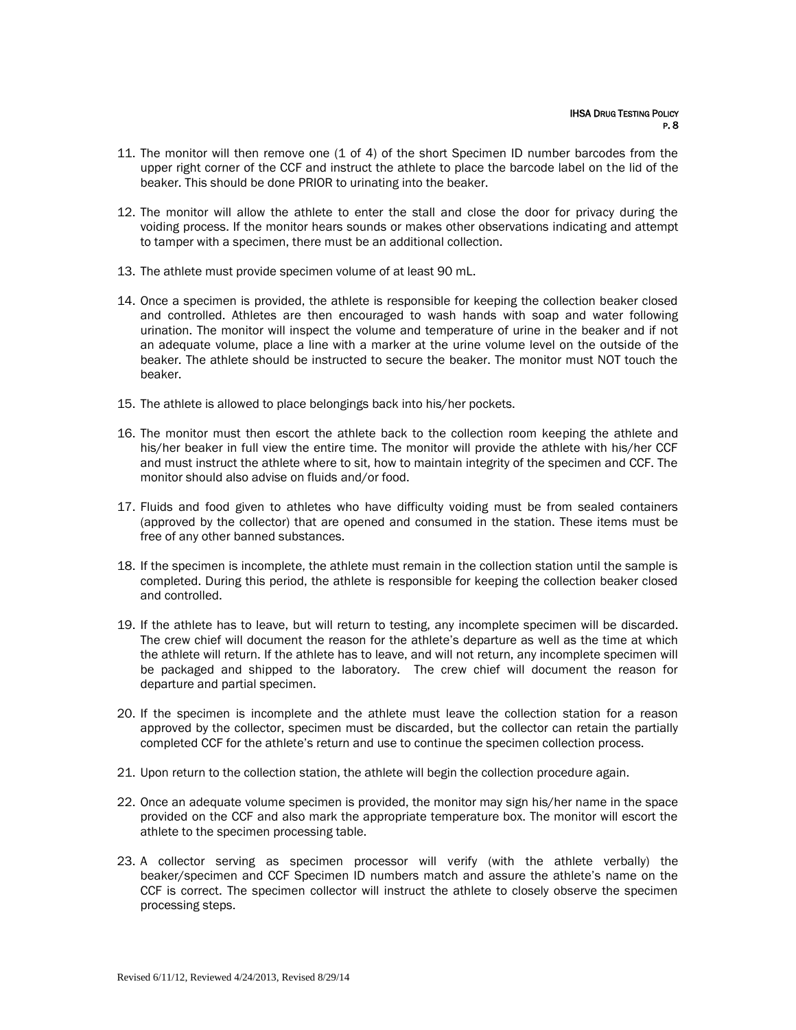11. The monitor will then remove one (1 of 4) of the short Specimen ID number barcodes from the upper right corner of the CCF and instruct the athlete to place the barcode label on the lid of the beaker. This should be done PRIOR to urinating into the beaker.

12. The monitor will allow the athlete to enter the stall and close the door for privacy during the voiding process. If the monitor hears sounds or makes other observations indicating and attempt to tamper with a specimen, there must be an additional collection.

13. The athlete must provide specimen volume of at least 90 mL.

14. Once a specimen is provided, the athlete is responsible for keeping the collection beaker closed and controlled. Athletes are then encouraged to wash hands with soap and water following urination. The monitor will inspect the volume and temperature of urine in the beaker and if not an adequate volume, place a line with a marker at the urine volume level on the outside of the beaker. The athlete should be instructed to secure the beaker. The monitor must NOT touch the beaker.

15. The athlete is allowed to place belongings back into his/her pockets.

16. The monitor must then escort the athlete back to the collection room keeping the athlete and his/her beaker in full view the entire time. The monitor will provide the athlete with his/her CCF and must instruct the athlete where to sit, how to maintain integrity of the specimen and CCF. The monitor should also advise on fluids and/or food.

17. Fluids and food given to athletes who have difficulty voiding must be from sealed containers (approved by the collector) that are opened and consumed in the station. These items must be free of any other banned substances.

18. If the specimen is incomplete, the athlete must remain in the collection station until the sample is completed. During this period, the athlete is responsible for keeping the collection beaker closed and controlled.

19. If the athlete has to leave, but will return to testing, any incomplete specimen will be discarded. The crew chief will document the reason for the athlete's departure as well as the time at which the athlete will return. If the athlete has to leave, and will not return, any incomplete specimen will be packaged and shipped to the laboratory. The crew chief will document the reason for departure and partial specimen.

20. If the specimen is incomplete and the athlete must leave the collection station for a reason approved by the collector, specimen must be discarded, but the collector can retain the partially completed CCF for the athlete's return and use to continue the specimen collection process.

21. Upon return to the collection station, the athlete will begin the collection procedure again.

22. Once an adequate volume specimen is provided, the monitor may sign his/her name in the space provided on the CCF and also mark the appropriate temperature box. The monitor will escort the athlete to the specimen processing table.

23. A collector serving as specimen processor will verify (with the athlete verbally) the beaker/specimen and CCF Specimen ID numbers match and assure the athlete's name on the CCF is correct. The specimen collector will instruct the athlete to closely observe the specimen processing steps.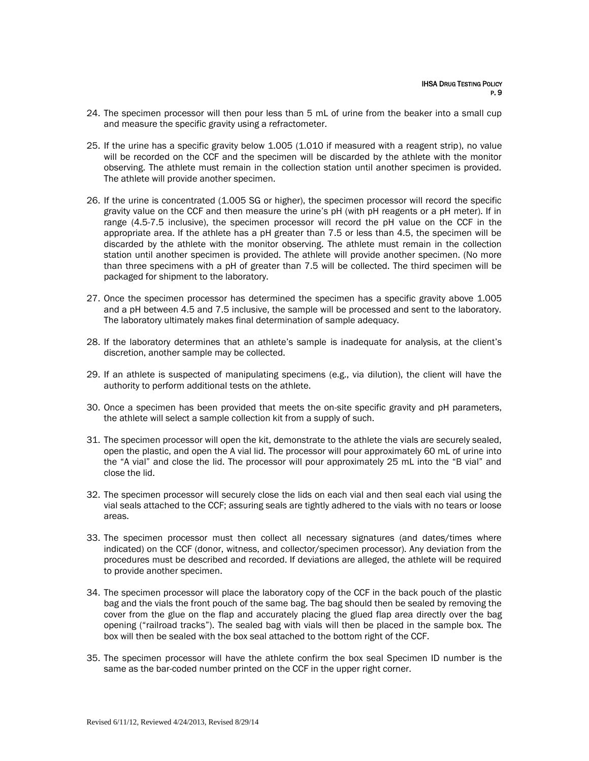24. The specimen processor will then pour less than 5 mL of urine from the beaker into a small cup and measure the specific gravity using a refractometer.

25. If the urine has a specific gravity below 1.005 (1.010 if measured with a reagent strip), no value will be recorded on the CCF and the specimen will be discarded by the athlete with the monitor observing. The athlete must remain in the collection station until another specimen is provided. The athlete will provide another specimen.

26. If the urine is concentrated (1.005 SG or higher), the specimen processor will record the specific gravity value on the CCF and then measure the urine's pH (with pH reagents or a pH meter). If in range (4.5-7.5 inclusive), the specimen processor will record the pH value on the CCF in the appropriate area. If the athlete has a pH greater than 7.5 or less than 4.5, the specimen will be discarded by the athlete with the monitor observing. The athlete must remain in the collection station until another specimen is provided. The athlete will provide another specimen. (No more than three specimens with a pH of greater than 7.5 will be collected. The third specimen will be packaged for shipment to the laboratory.

27. Once the specimen processor has determined the specimen has a specific gravity above 1.005 and a pH between 4.5 and 7.5 inclusive, the sample will be processed and sent to the laboratory. The laboratory ultimately makes final determination of sample adequacy.

28. If the laboratory determines that an athlete's sample is inadequate for analysis, at the client's discretion, another sample may be collected.

29. If an athlete is suspected of manipulating specimens (e.g., via dilution), the client will have the authority to perform additional tests on the athlete.

30. Once a specimen has been provided that meets the on-site specific gravity and pH parameters, the athlete will select a sample collection kit from a supply of such.

31. The specimen processor will open the kit, demonstrate to the athlete the vials are securely sealed, open the plastic, and open the A vial lid. The processor will pour approximately 60 mL of urine into the "A vial" and close the lid. The processor will pour approximately 25 mL into the "B vial" and close the lid.

32. The specimen processor will securely close the lids on each vial and then seal each vial using the vial seals attached to the CCF; assuring seals are tightly adhered to the vials with no tears or loose areas.

33. The specimen processor must then collect all necessary signatures (and dates/times where indicated) on the CCF (donor, witness, and collector/specimen processor). Any deviation from the procedures must be described and recorded. If deviations are alleged, the athlete will be required to provide another specimen.

34. The specimen processor will place the laboratory copy of the CCF in the back pouch of the plastic bag and the vials the front pouch of the same bag. The bag should then be sealed by removing the cover from the glue on the flap and accurately placing the glued flap area directly over the bag opening ("railroad tracks"). The sealed bag with vials will then be placed in the sample box. The box will then be sealed with the box seal attached to the bottom right of the CCF.

35. The specimen processor will have the athlete confirm the box seal Specimen ID number is the same as the bar-coded number printed on the CCF in the upper right corner.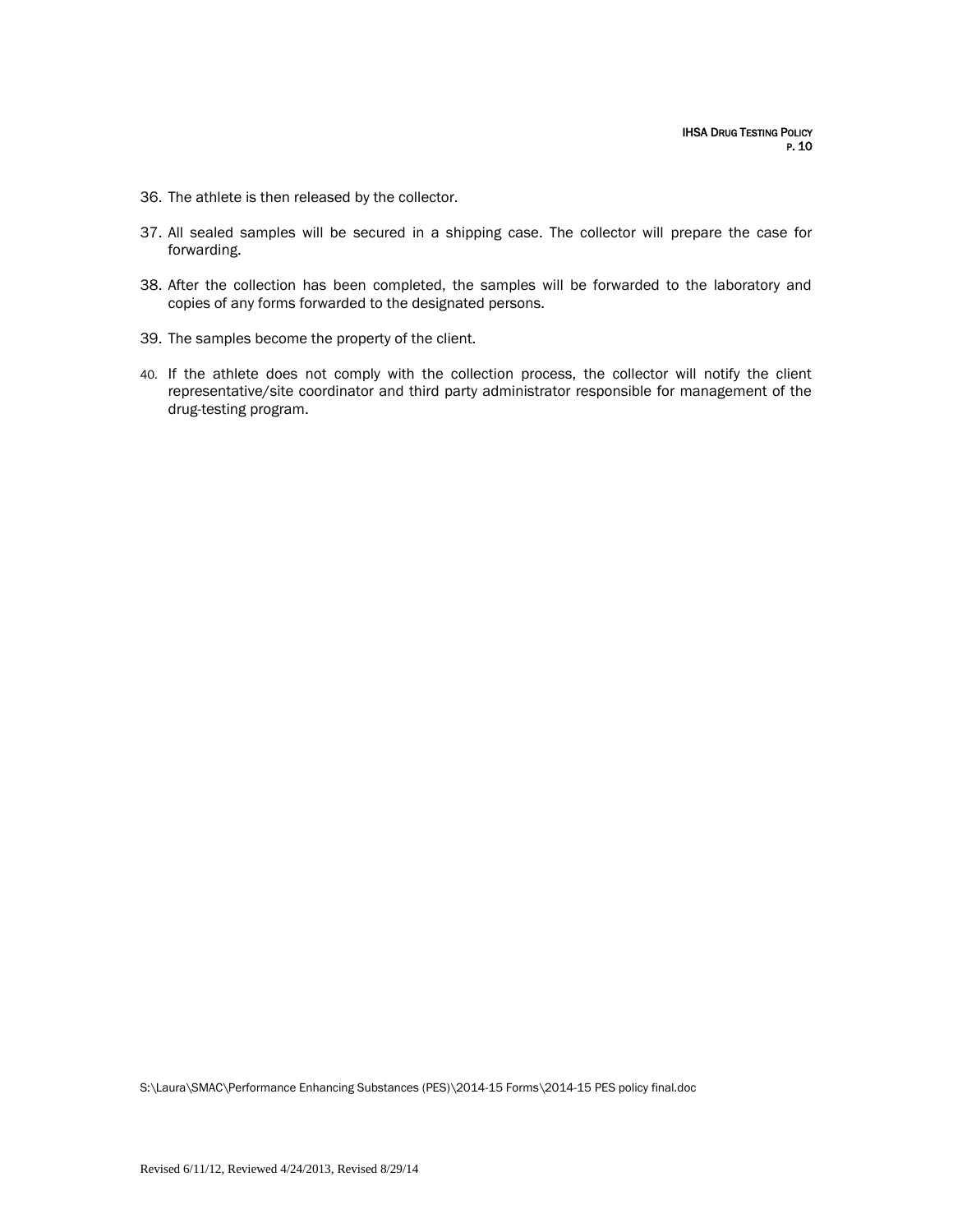36. The athlete is then released by the collector.
37. All sealed samples will be secured in a shipping case. The collector will prepare the case for forwarding.
38. After the collection has been completed, the samples will be forwarded to the laboratory and copies of any forms forwarded to the designated persons.
39. The samples become the property of the client.
40. If the athlete does not comply with the collection process, the collector will notify the client representative/site coordinator and third party administrator responsible for management of the drug-testing program.

S:\Laura\SMAC\Performance Enhancing Substances (PES)\2014-15 Forms\2014-15 PES policy final.doc

Revised 6/11/12, Reviewed 4/24/2013, Revised 8/29/14